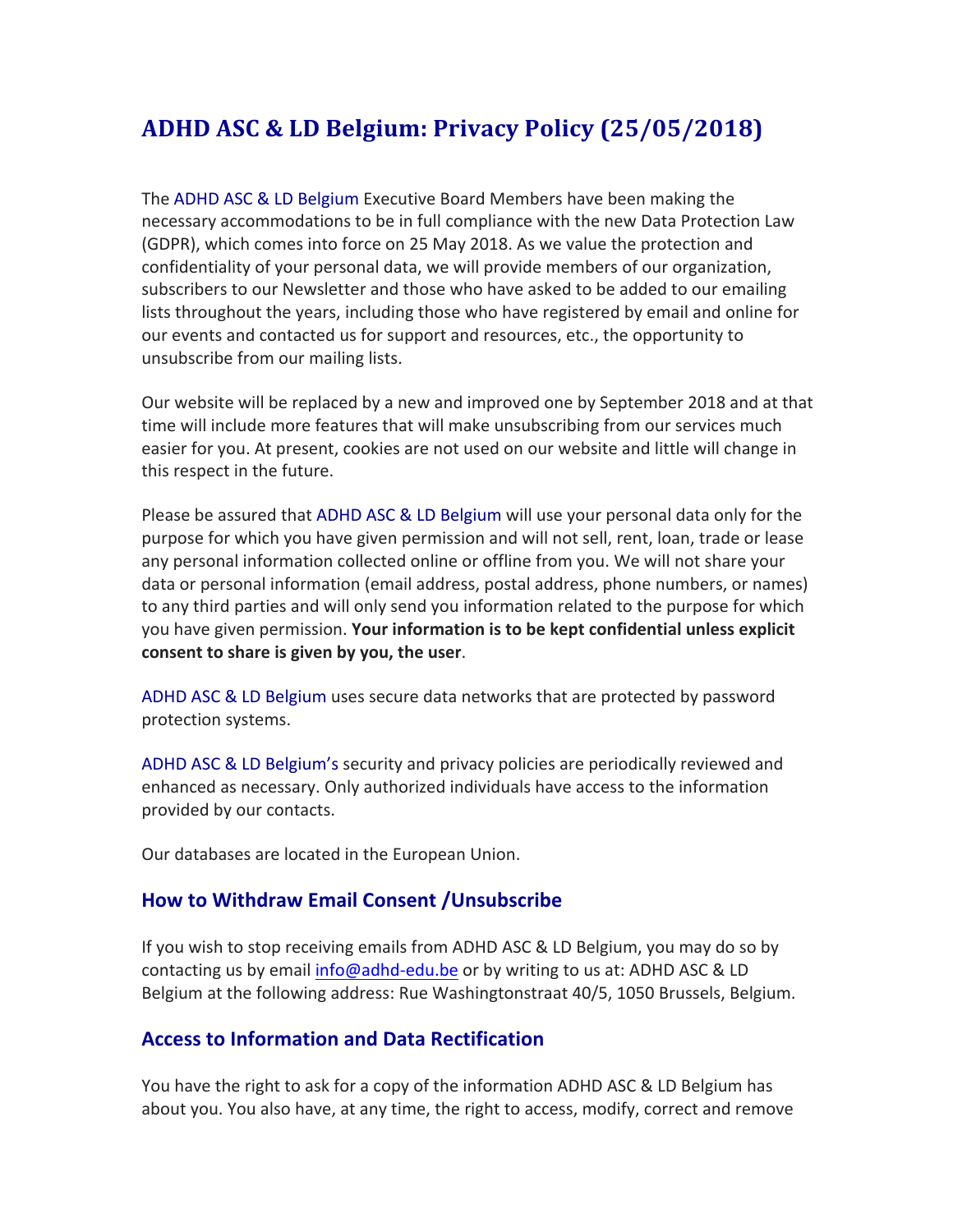# ADHD ASC & LD Belgium: Privacy Policy (25/05/2018)

The ADHD ASC & LD Belgium Executive Board Members have been making the necessary accommodations to be in full compliance with the new Data Protection Law (GDPR), which comes into force on 25 May 2018. As we value the protection and confidentiality of your personal data, we will provide members of our organization, subscribers to our Newsletter and those who have asked to be added to our emailing lists throughout the years, including those who have registered by email and online for our events and contacted us for support and resources, etc., the opportunity to unsubscribe from our mailing lists.

Our website will be replaced by a new and improved one by September 2018 and at that time will include more features that will make unsubscribing from our services much easier for you. At present, cookies are not used on our website and little will change in this respect in the future.

Please be assured that ADHD ASC & LD Belgium will use your personal data only for the purpose for which you have given permission and will not sell, rent, loan, trade or lease any personal information collected online or offline from you. We will not share your data or personal information (email address, postal address, phone numbers, or names) to any third parties and will only send you information related to the purpose for which you have given permission. **Your information is to be kept confidential unless explicit consent to share is given by you, the user**.

ADHD ASC & LD Belgium uses secure data networks that are protected by password protection systems.

ADHD ASC & LD Belgium's security and privacy policies are periodically reviewed and enhanced as necessary. Only authorized individuals have access to the information provided by our contacts.

Our databases are located in the European Union.

## How to Withdraw Email Consent /Unsubscribe

If you wish to stop receiving emails from ADHD ASC & LD Belgium, you may do so by contacting us by email info@adhd-edu.be or by writing to us at: ADHD ASC & LD Belgium at the following address: Rue Washingtonstraat 40/5, 1050 Brussels, Belgium.

## Access to Information and Data Rectification

You have the right to ask for a copy of the information ADHD ASC & LD Belgium has about you. You also have, at any time, the right to access, modify, correct and remove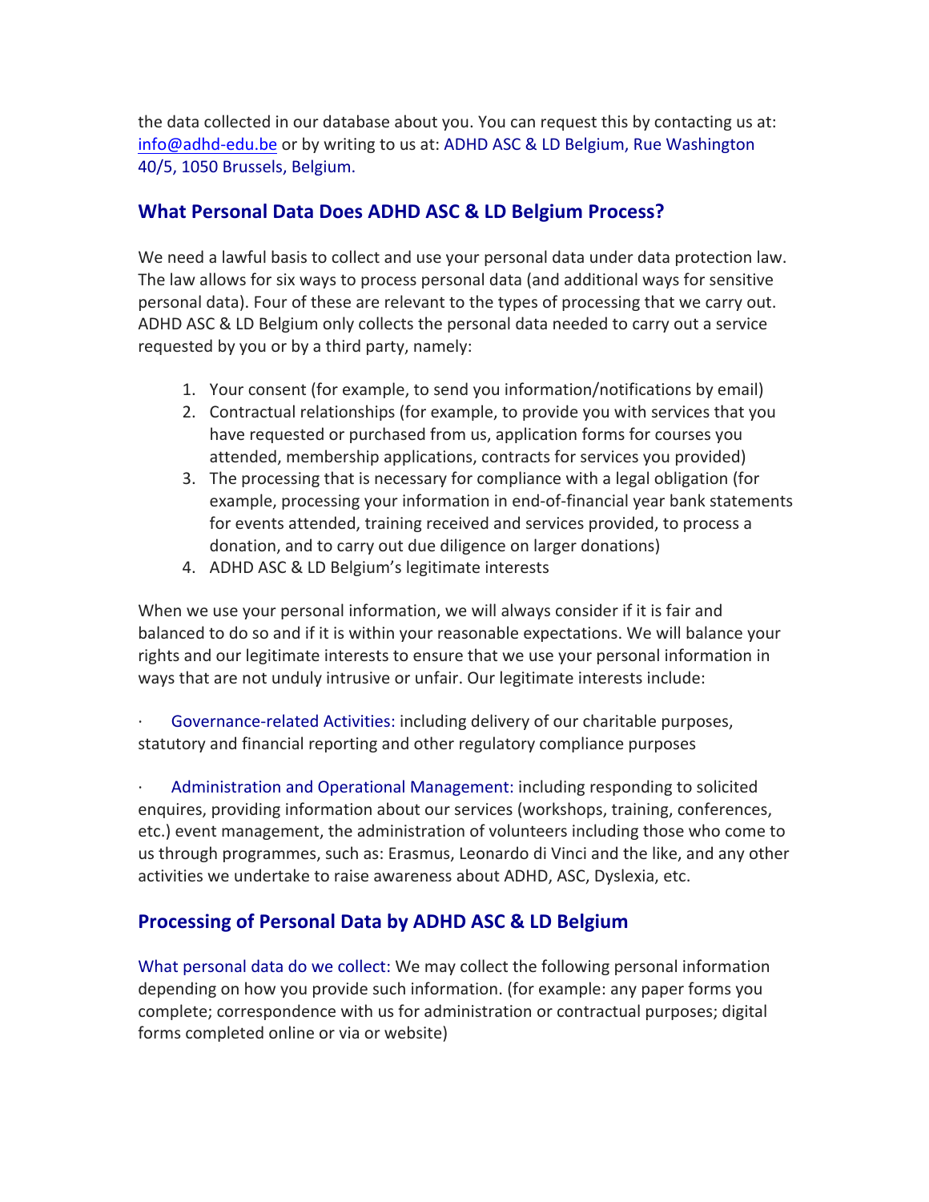the data collected in our database about you. You can request this by contacting us at: info@adhd-edu.be or by writing to us at: ADHD ASC & LD Belgium, Rue Washington 40/5, 1050 Brussels, Belgium.

## What Personal Data Does ADHD ASC & LD Belgium Process?

We need a lawful basis to collect and use your personal data under data protection law. The law allows for six ways to process personal data (and additional ways for sensitive personal data). Four of these are relevant to the types of processing that we carry out. ADHD ASC & LD Belgium only collects the personal data needed to carry out a service requested by you or by a third party, namely:

1. Your consent (for example, to send you information/notifications by email)
2. Contractual relationships (for example, to provide you with services that you have requested or purchased from us, application forms for courses you attended, membership applications, contracts for services you provided)
3. The processing that is necessary for compliance with a legal obligation (for example, processing your information in end-of-financial year bank statements for events attended, training received and services provided, to process a donation, and to carry out due diligence on larger donations)
4. ADHD ASC & LD Belgium's legitimate interests

When we use your personal information, we will always consider if it is fair and balanced to do so and if it is within your reasonable expectations. We will balance your rights and our legitimate interests to ensure that we use your personal information in ways that are not unduly intrusive or unfair. Our legitimate interests include:

- Governance-related Activities: including delivery of our charitable purposes, statutory and financial reporting and other regulatory compliance purposes

- Administration and Operational Management: including responding to solicited enquires, providing information about our services (workshops, training, conferences, etc.) event management, the administration of volunteers including those who come to us through programmes, such as: Erasmus, Leonardo di Vinci and the like, and any other activities we undertake to raise awareness about ADHD, ASC, Dyslexia, etc.

## Processing of Personal Data by ADHD ASC & LD Belgium

What personal data do we collect: We may collect the following personal information depending on how you provide such information. (for example: any paper forms you complete; correspondence with us for administration or contractual purposes; digital forms completed online or via or website)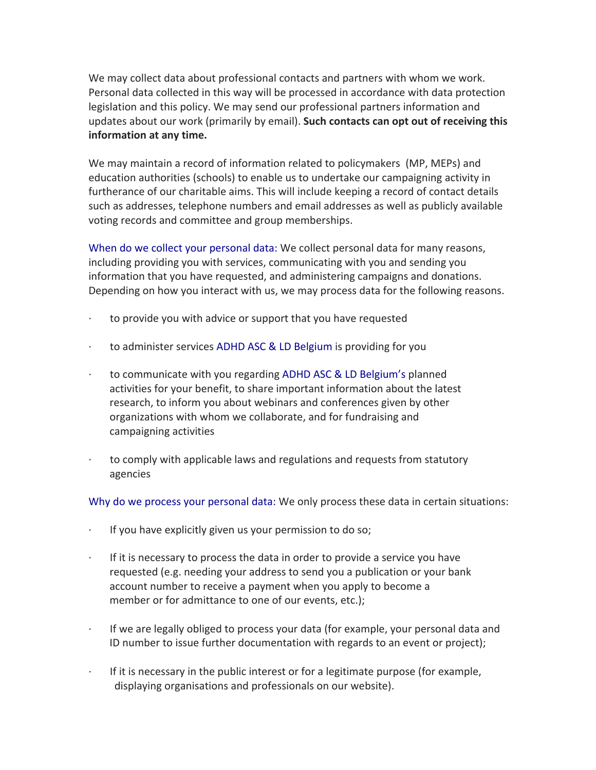We may collect data about professional contacts and partners with whom we work. Personal data collected in this way will be processed in accordance with data protection legislation and this policy. We may send our professional partners information and updates about our work (primarily by email). **Such contacts can opt out of receiving this information at any time.**

We may maintain a record of information related to policymakers (MP, MEPs) and education authorities (schools) to enable us to undertake our campaigning activity in furtherance of our charitable aims. This will include keeping a record of contact details such as addresses, telephone numbers and email addresses as well as publicly available voting records and committee and group memberships.

When do we collect your personal data: We collect personal data for many reasons, including providing you with services, communicating with you and sending you information that you have requested, and administering campaigns and donations. Depending on how you interact with us, we may process data for the following reasons.

- to provide you with advice or support that you have requested
- to administer services ADHD ASC & LD Belgium is providing for you
- to communicate with you regarding ADHD ASC & LD Belgium's planned activities for your benefit, to share important information about the latest research, to inform you about webinars and conferences given by other organizations with whom we collaborate, and for fundraising and campaigning activities
- to comply with applicable laws and regulations and requests from statutory agencies

Why do we process your personal data: We only process these data in certain situations:

- If you have explicitly given us your permission to do so;
- If it is necessary to process the data in order to provide a service you have requested (e.g. needing your address to send you a publication or your bank account number to receive a payment when you apply to become a member or for admittance to one of our events, etc.);
- If we are legally obliged to process your data (for example, your personal data and ID number to issue further documentation with regards to an event or project);
- If it is necessary in the public interest or for a legitimate purpose (for example, displaying organisations and professionals on our website).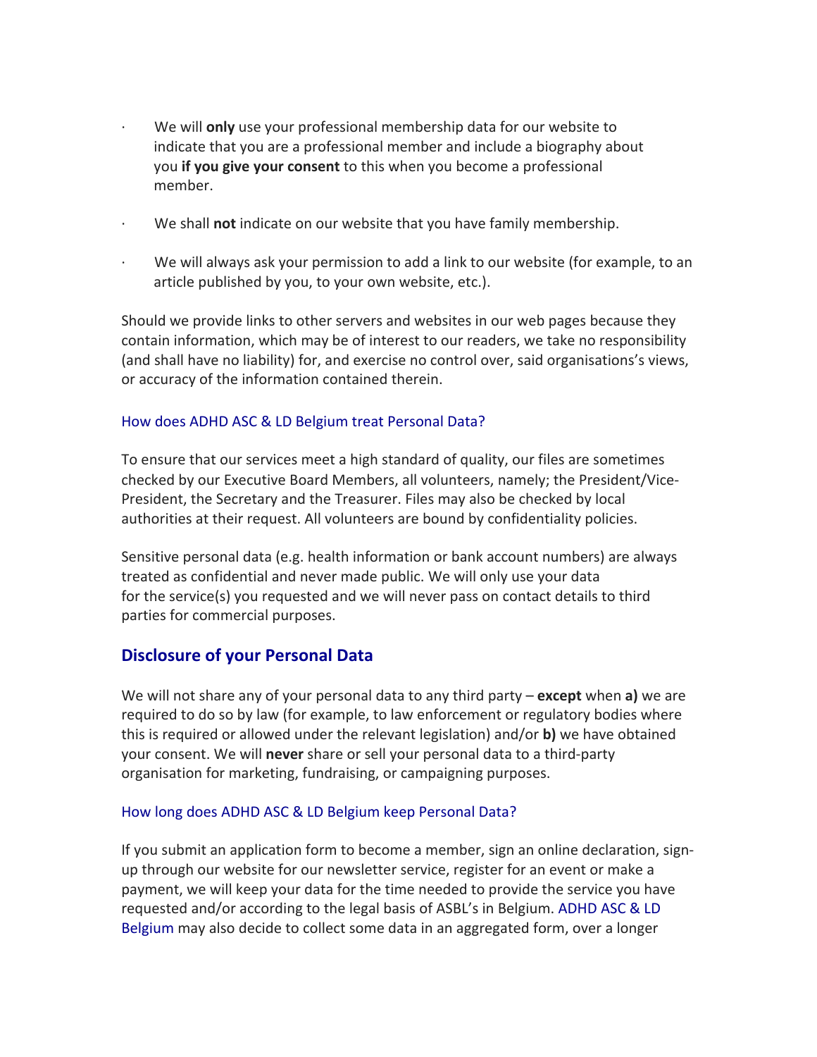- We will **only** use your professional membership data for our website to indicate that you are a professional member and include a biography about you **if you give your consent** to this when you become a professional member.
- We shall **not** indicate on our website that you have family membership.
- We will always ask your permission to add a link to our website (for example, to an article published by you, to your own website, etc.).

Should we provide links to other servers and websites in our web pages because they contain information, which may be of interest to our readers, we take no responsibility (and shall have no liability) for, and exercise no control over, said organisations's views, or accuracy of the information contained therein.

### How does ADHD ASC & LD Belgium treat Personal Data?

To ensure that our services meet a high standard of quality, our files are sometimes checked by our Executive Board Members, all volunteers, namely; the President/Vice-President, the Secretary and the Treasurer. Files may also be checked by local authorities at their request. All volunteers are bound by confidentiality policies.

Sensitive personal data (e.g. health information or bank account numbers) are always treated as confidential and never made public. We will only use your data for the service(s) you requested and we will never pass on contact details to third parties for commercial purposes.

## Disclosure of your Personal Data

We will not share any of your personal data to any third party – **except** when **a)** we are required to do so by law (for example, to law enforcement or regulatory bodies where this is required or allowed under the relevant legislation) and/or **b)** we have obtained your consent. We will **never** share or sell your personal data to a third-party organisation for marketing, fundraising, or campaigning purposes.

### How long does ADHD ASC & LD Belgium keep Personal Data?

If you submit an application form to become a member, sign an online declaration, sign-up through our website for our newsletter service, register for an event or make a payment, we will keep your data for the time needed to provide the service you have requested and/or according to the legal basis of ASBL's in Belgium. ADHD ASC & LD Belgium may also decide to collect some data in an aggregated form, over a longer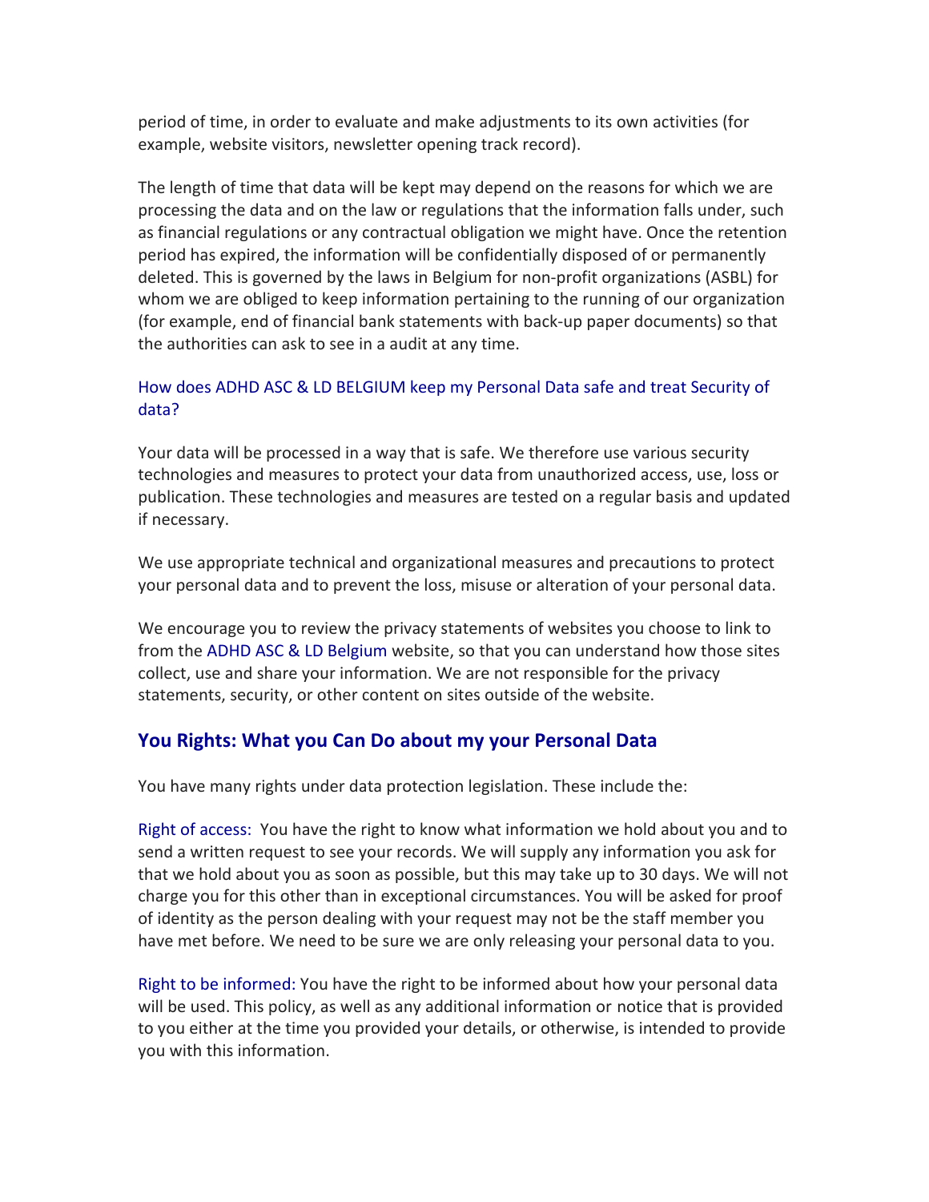period of time, in order to evaluate and make adjustments to its own activities (for example, website visitors, newsletter opening track record).

The length of time that data will be kept may depend on the reasons for which we are processing the data and on the law or regulations that the information falls under, such as financial regulations or any contractual obligation we might have. Once the retention period has expired, the information will be confidentially disposed of or permanently deleted. This is governed by the laws in Belgium for non-profit organizations (ASBL) for whom we are obliged to keep information pertaining to the running of our organization (for example, end of financial bank statements with back-up paper documents) so that the authorities can ask to see in a audit at any time.

### How does ADHD ASC & LD BELGIUM keep my Personal Data safe and treat Security of data?

Your data will be processed in a way that is safe. We therefore use various security technologies and measures to protect your data from unauthorized access, use, loss or publication. These technologies and measures are tested on a regular basis and updated if necessary.

We use appropriate technical and organizational measures and precautions to protect your personal data and to prevent the loss, misuse or alteration of your personal data.

We encourage you to review the privacy statements of websites you choose to link to from the ADHD ASC & LD Belgium website, so that you can understand how those sites collect, use and share your information. We are not responsible for the privacy statements, security, or other content on sites outside of the website.

## You Rights: What you Can Do about my your Personal Data

You have many rights under data protection legislation. These include the:

Right of access: You have the right to know what information we hold about you and to send a written request to see your records. We will supply any information you ask for that we hold about you as soon as possible, but this may take up to 30 days. We will not charge you for this other than in exceptional circumstances. You will be asked for proof of identity as the person dealing with your request may not be the staff member you have met before. We need to be sure we are only releasing your personal data to you.

Right to be informed: You have the right to be informed about how your personal data will be used. This policy, as well as any additional information or notice that is provided to you either at the time you provided your details, or otherwise, is intended to provide you with this information.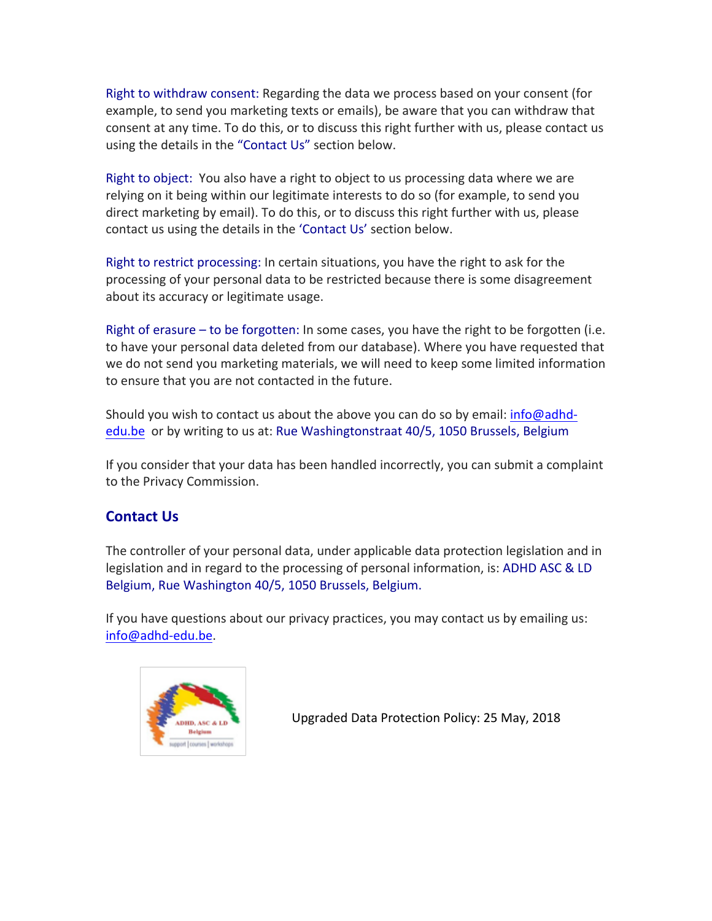Right to withdraw consent: Regarding the data we process based on your consent (for example, to send you marketing texts or emails), be aware that you can withdraw that consent at any time. To do this, or to discuss this right further with us, please contact us using the details in the "Contact Us" section below.

Right to object: You also have a right to object to us processing data where we are relying on it being within our legitimate interests to do so (for example, to send you direct marketing by email). To do this, or to discuss this right further with us, please contact us using the details in the 'Contact Us' section below.

Right to restrict processing: In certain situations, you have the right to ask for the processing of your personal data to be restricted because there is some disagreement about its accuracy or legitimate usage.

Right of erasure – to be forgotten: In some cases, you have the right to be forgotten (i.e. to have your personal data deleted from our database). Where you have requested that we do not send you marketing materials, we will need to keep some limited information to ensure that you are not contacted in the future.

Should you wish to contact us about the above you can do so by email: info@adhd-edu.be or by writing to us at: Rue Washingtonstraat 40/5, 1050 Brussels, Belgium

If you consider that your data has been handled incorrectly, you can submit a complaint to the Privacy Commission.

## Contact Us

The controller of your personal data, under applicable data protection legislation and in legislation and in regard to the processing of personal information, is: ADHD ASC & LD Belgium, Rue Washington 40/5, 1050 Brussels, Belgium.

If you have questions about our privacy practices, you may contact us by emailing us: info@adhd-edu.be.

ADHD, ASC & LD Belgium
support | courses | workshops

Upgraded Data Protection Policy: 25 May, 2018